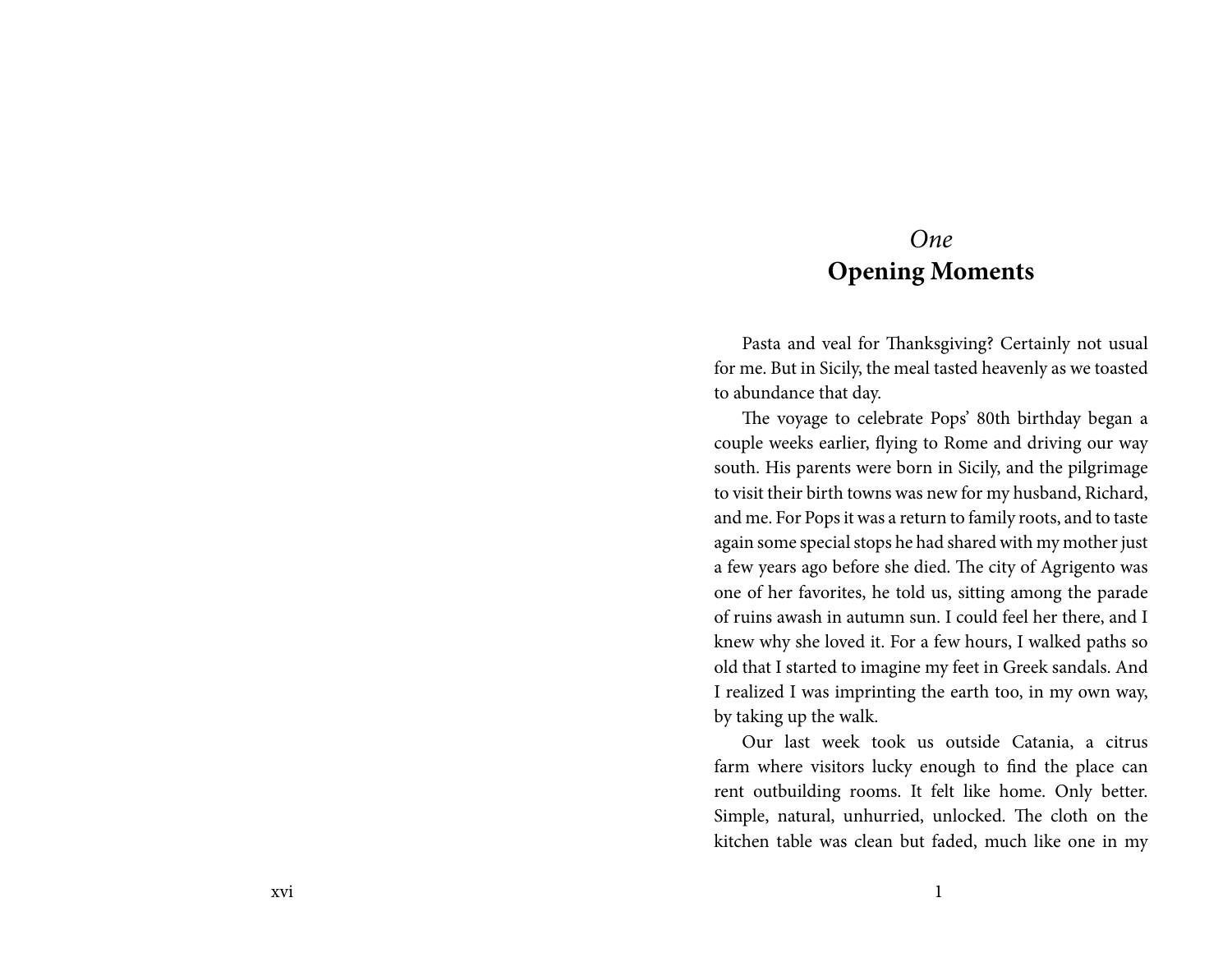# *One*
# **Opening Moments**

Pasta and veal for Thanksgiving? Certainly not usual for me. But in Sicily, the meal tasted heavenly as we toasted to abundance that day.

The voyage to celebrate Pops' 80th birthday began a couple weeks earlier, flying to Rome and driving our way south. His parents were born in Sicily, and the pilgrimage to visit their birth towns was new for my husband, Richard, and me. For Pops it was a return to family roots, and to taste again some special stops he had shared with my mother just a few years ago before she died. The city of Agrigento was one of her favorites, he told us, sitting among the parade of ruins awash in autumn sun. I could feel her there, and I knew why she loved it. For a few hours, I walked paths so old that I started to imagine my feet in Greek sandals. And I realized I was imprinting the earth too, in my own way, by taking up the walk.

Our last week took us outside Catania, a citrus farm where visitors lucky enough to find the place can rent outbuilding rooms. It felt like home. Only better. Simple, natural, unhurried, unlocked. The cloth on the kitchen table was clean but faded, much like one in my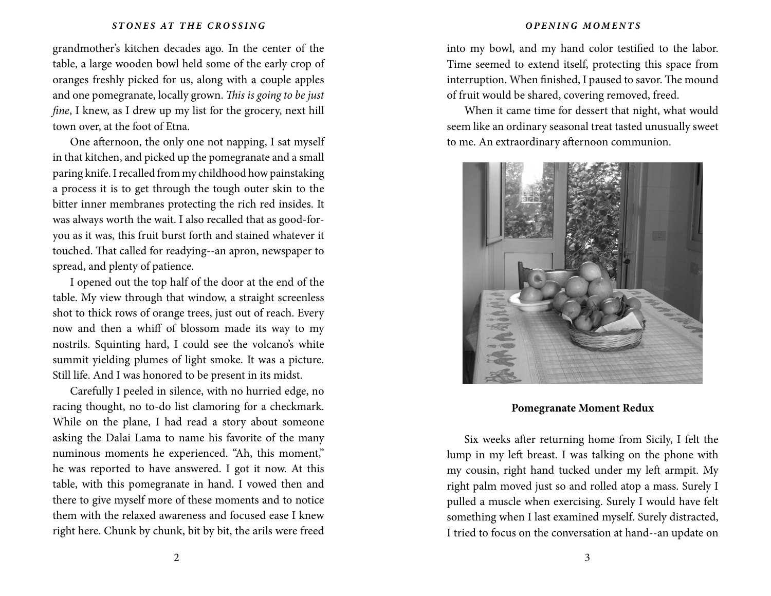grandmother's kitchen decades ago. In the center of the table, a large wooden bowl held some of the early crop of oranges freshly picked for us, along with a couple apples and one pomegranate, locally grown. *This is going to be just fine*, I knew, as I drew up my list for the grocery, next hill town over, at the foot of Etna.

One afternoon, the only one not napping, I sat myself in that kitchen, and picked up the pomegranate and a small paring knife. I recalled from my childhood how painstaking a process it is to get through the tough outer skin to the bitter inner membranes protecting the rich red insides. It was always worth the wait. I also recalled that as good-for-you as it was, this fruit burst forth and stained whatever it touched. That called for readying--an apron, newspaper to spread, and plenty of patience.

I opened out the top half of the door at the end of the table. My view through that window, a straight screenless shot to thick rows of orange trees, just out of reach. Every now and then a whiff of blossom made its way to my nostrils. Squinting hard, I could see the volcano's white summit yielding plumes of light smoke. It was a picture. Still life. And I was honored to be present in its midst.

Carefully I peeled in silence, with no hurried edge, no racing thought, no to-do list clamoring for a checkmark. While on the plane, I had read a story about someone asking the Dalai Lama to name his favorite of the many numinous moments he experienced. "Ah, this moment," he was reported to have answered. I got it now. At this table, with this pomegranate in hand. I vowed then and there to give myself more of these moments and to notice them with the relaxed awareness and focused ease I knew right here. Chunk by chunk, bit by bit, the arils were freed into my bowl, and my hand color testified to the labor. Time seemed to extend itself, protecting this space from interruption. When finished, I paused to savor. The mound of fruit would be shared, covering removed, freed.

When it came time for dessert that night, what would seem like an ordinary seasonal treat tasted unusually sweet to me. An extraordinary afternoon communion.

**Pomegranate Moment Redux**

Six weeks after returning home from Sicily, I felt the lump in my left breast. I was talking on the phone with my cousin, right hand tucked under my left armpit. My right palm moved just so and rolled atop a mass. Surely I pulled a muscle when exercising. Surely I would have felt something when I last examined myself. Surely distracted, I tried to focus on the conversation at hand--an update on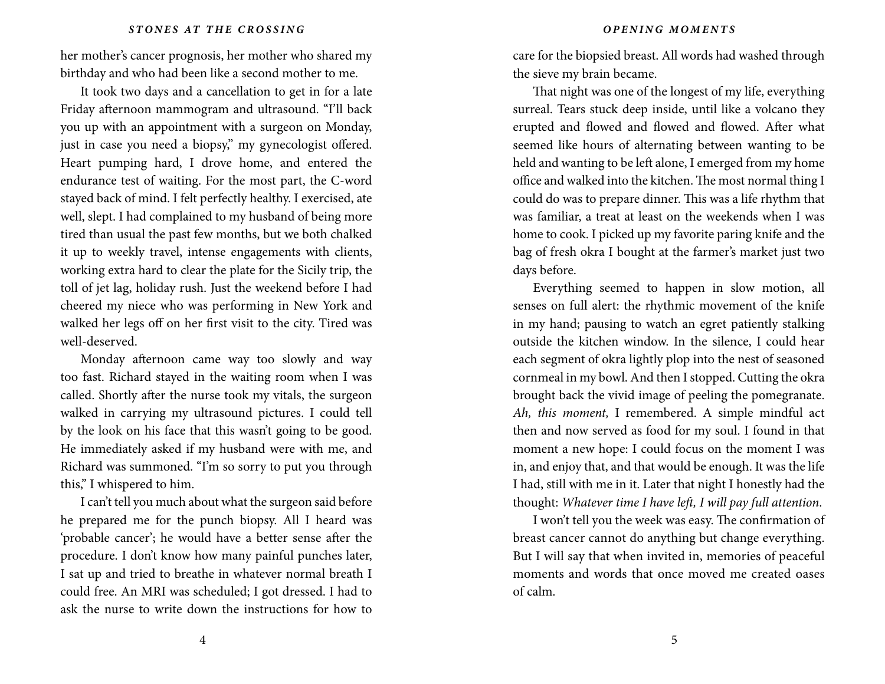her mother's cancer prognosis, her mother who shared my birthday and who had been like a second mother to me.

It took two days and a cancellation to get in for a late Friday afternoon mammogram and ultrasound. "I'll back you up with an appointment with a surgeon on Monday, just in case you need a biopsy," my gynecologist offered. Heart pumping hard, I drove home, and entered the endurance test of waiting. For the most part, the C-word stayed back of mind. I felt perfectly healthy. I exercised, ate well, slept. I had complained to my husband of being more tired than usual the past few months, but we both chalked it up to weekly travel, intense engagements with clients, working extra hard to clear the plate for the Sicily trip, the toll of jet lag, holiday rush. Just the weekend before I had cheered my niece who was performing in New York and walked her legs off on her first visit to the city. Tired was well-deserved.

Monday afternoon came way too slowly and way too fast. Richard stayed in the waiting room when I was called. Shortly after the nurse took my vitals, the surgeon walked in carrying my ultrasound pictures. I could tell by the look on his face that this wasn't going to be good. He immediately asked if my husband were with me, and Richard was summoned. "I'm so sorry to put you through this," I whispered to him.

I can't tell you much about what the surgeon said before he prepared me for the punch biopsy. All I heard was 'probable cancer'; he would have a better sense after the procedure. I don't know how many painful punches later, I sat up and tried to breathe in whatever normal breath I could free. An MRI was scheduled; I got dressed. I had to ask the nurse to write down the instructions for how to care for the biopsied breast. All words had washed through the sieve my brain became.

That night was one of the longest of my life, everything surreal. Tears stuck deep inside, until like a volcano they erupted and flowed and flowed and flowed. After what seemed like hours of alternating between wanting to be held and wanting to be left alone, I emerged from my home office and walked into the kitchen. The most normal thing I could do was to prepare dinner. This was a life rhythm that was familiar, a treat at least on the weekends when I was home to cook. I picked up my favorite paring knife and the bag of fresh okra I bought at the farmer's market just two days before.

Everything seemed to happen in slow motion, all senses on full alert: the rhythmic movement of the knife in my hand; pausing to watch an egret patiently stalking outside the kitchen window. In the silence, I could hear each segment of okra lightly plop into the nest of seasoned cornmeal in my bowl. And then I stopped. Cutting the okra brought back the vivid image of peeling the pomegranate. *Ah, this moment,* I remembered. A simple mindful act then and now served as food for my soul. I found in that moment a new hope: I could focus on the moment I was in, and enjoy that, and that would be enough. It was the life I had, still with me in it. Later that night I honestly had the thought: *Whatever time I have left, I will pay full attention.*

I won't tell you the week was easy. The confirmation of breast cancer cannot do anything but change everything. But I will say that when invited in, memories of peaceful moments and words that once moved me created oases of calm.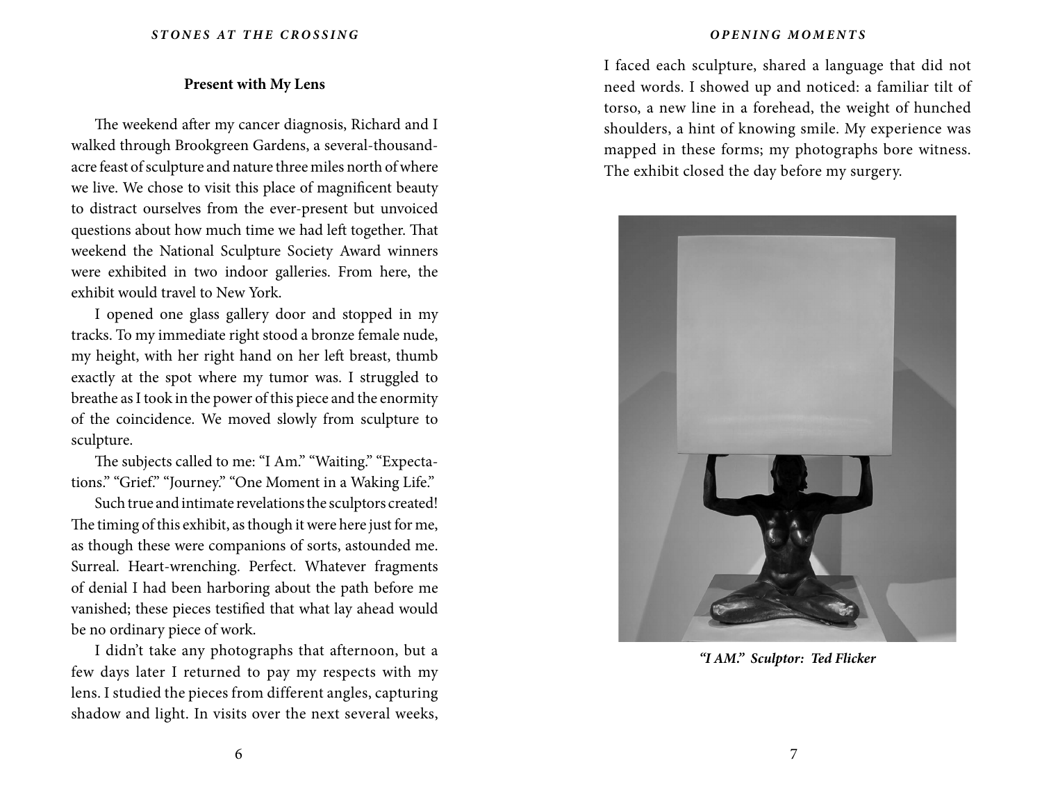### Present with My Lens

The weekend after my cancer diagnosis, Richard and I walked through Brookgreen Gardens, a several-thousand-acre feast of sculpture and nature three miles north of where we live. We chose to visit this place of magnificent beauty to distract ourselves from the ever-present but unvoiced questions about how much time we had left together. That weekend the National Sculpture Society Award winners were exhibited in two indoor galleries. From here, the exhibit would travel to New York.

I opened one glass gallery door and stopped in my tracks. To my immediate right stood a bronze female nude, my height, with her right hand on her left breast, thumb exactly at the spot where my tumor was. I struggled to breathe as I took in the power of this piece and the enormity of the coincidence. We moved slowly from sculpture to sculpture.

The subjects called to me: "I Am." "Waiting." "Expectations." "Grief." "Journey." "One Moment in a Waking Life."

Such true and intimate revelations the sculptors created! The timing of this exhibit, as though it were here just for me, as though these were companions of sorts, astounded me. Surreal. Heart-wrenching. Perfect. Whatever fragments of denial I had been harboring about the path before me vanished; these pieces testified that what lay ahead would be no ordinary piece of work.

I didn't take any photographs that afternoon, but a few days later I returned to pay my respects with my lens. I studied the pieces from different angles, capturing shadow and light. In visits over the next several weeks, I faced each sculpture, shared a language that did not need words. I showed up and noticed: a familiar tilt of torso, a new line in a forehead, the weight of hunched shoulders, a hint of knowing smile. My experience was mapped in these forms; my photographs bore witness. The exhibit closed the day before my surgery.

***"I AM." Sculptor: Ted Flicker***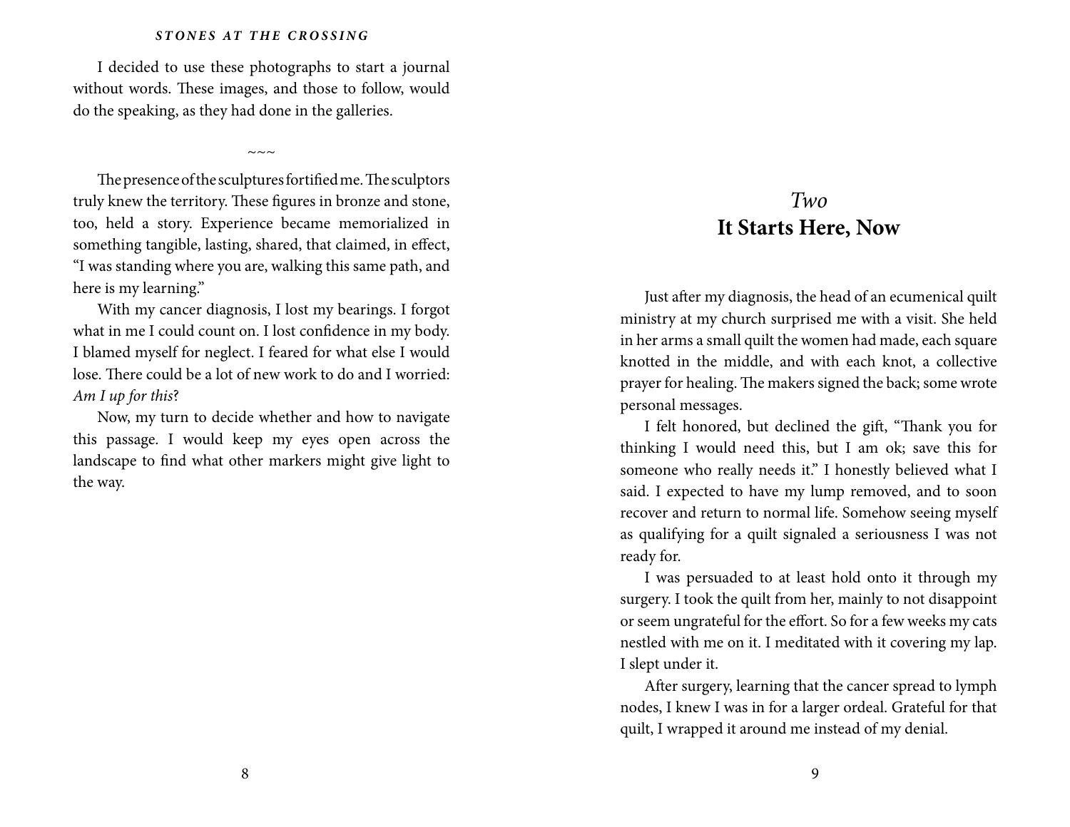I decided to use these photographs to start a journal without words. These images, and those to follow, would do the speaking, as they had done in the galleries.

~~~

The presence of the sculptures fortified me. The sculptors truly knew the territory. These figures in bronze and stone, too, held a story. Experience became memorialized in something tangible, lasting, shared, that claimed, in effect, "I was standing where you are, walking this same path, and here is my learning."

With my cancer diagnosis, I lost my bearings. I forgot what in me I could count on. I lost confidence in my body. I blamed myself for neglect. I feared for what else I would lose. There could be a lot of new work to do and I worried: *Am I up for this*?

Now, my turn to decide whether and how to navigate this passage. I would keep my eyes open across the landscape to find what other markers might give light to the way.

## *Two*
## **It Starts Here, Now**

Just after my diagnosis, the head of an ecumenical quilt ministry at my church surprised me with a visit. She held in her arms a small quilt the women had made, each square knotted in the middle, and with each knot, a collective prayer for healing. The makers signed the back; some wrote personal messages.

I felt honored, but declined the gift, "Thank you for thinking I would need this, but I am ok; save this for someone who really needs it." I honestly believed what I said. I expected to have my lump removed, and to soon recover and return to normal life. Somehow seeing myself as qualifying for a quilt signaled a seriousness I was not ready for.

I was persuaded to at least hold onto it through my surgery. I took the quilt from her, mainly to not disappoint or seem ungrateful for the effort. So for a few weeks my cats nestled with me on it. I meditated with it covering my lap. I slept under it.

After surgery, learning that the cancer spread to lymph nodes, I knew I was in for a larger ordeal. Grateful for that quilt, I wrapped it around me instead of my denial.